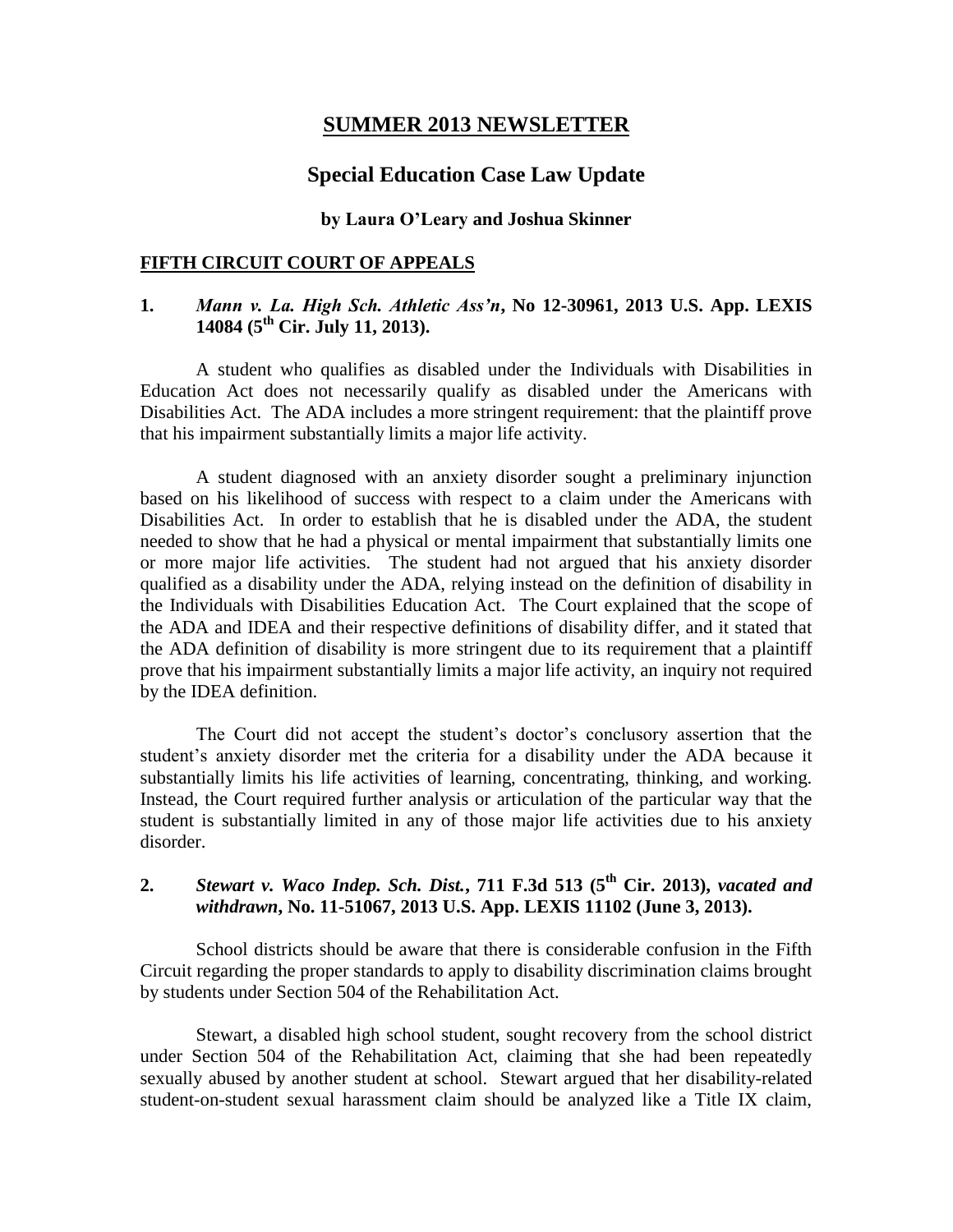# SUMMER 2013 NEWSLETTER

## Special Education Case Law Update

**by Laura O'Leary and Joshua Skinner**

### FIFTH CIRCUIT COURT OF APPEALS

**1. *Mann v. La. High Sch. Athletic Ass'n*, No 12-30961, 2013 U.S. App. LEXIS 14084 (5th Cir. July 11, 2013).**

A student who qualifies as disabled under the Individuals with Disabilities in Education Act does not necessarily qualify as disabled under the Americans with Disabilities Act. The ADA includes a more stringent requirement: that the plaintiff prove that his impairment substantially limits a major life activity.

A student diagnosed with an anxiety disorder sought a preliminary injunction based on his likelihood of success with respect to a claim under the Americans with Disabilities Act. In order to establish that he is disabled under the ADA, the student needed to show that he had a physical or mental impairment that substantially limits one or more major life activities. The student had not argued that his anxiety disorder qualified as a disability under the ADA, relying instead on the definition of disability in the Individuals with Disabilities Education Act. The Court explained that the scope of the ADA and IDEA and their respective definitions of disability differ, and it stated that the ADA definition of disability is more stringent due to its requirement that a plaintiff prove that his impairment substantially limits a major life activity, an inquiry not required by the IDEA definition.

The Court did not accept the student's doctor's conclusory assertion that the student's anxiety disorder met the criteria for a disability under the ADA because it substantially limits his life activities of learning, concentrating, thinking, and working. Instead, the Court required further analysis or articulation of the particular way that the student is substantially limited in any of those major life activities due to his anxiety disorder.

**2. *Stewart v. Waco Indep. Sch. Dist.*, 711 F.3d 513 (5th Cir. 2013), *vacated and withdrawn*, No. 11-51067, 2013 U.S. App. LEXIS 11102 (June 3, 2013).**

School districts should be aware that there is considerable confusion in the Fifth Circuit regarding the proper standards to apply to disability discrimination claims brought by students under Section 504 of the Rehabilitation Act.

Stewart, a disabled high school student, sought recovery from the school district under Section 504 of the Rehabilitation Act, claiming that she had been repeatedly sexually abused by another student at school. Stewart argued that her disability-related student-on-student sexual harassment claim should be analyzed like a Title IX claim,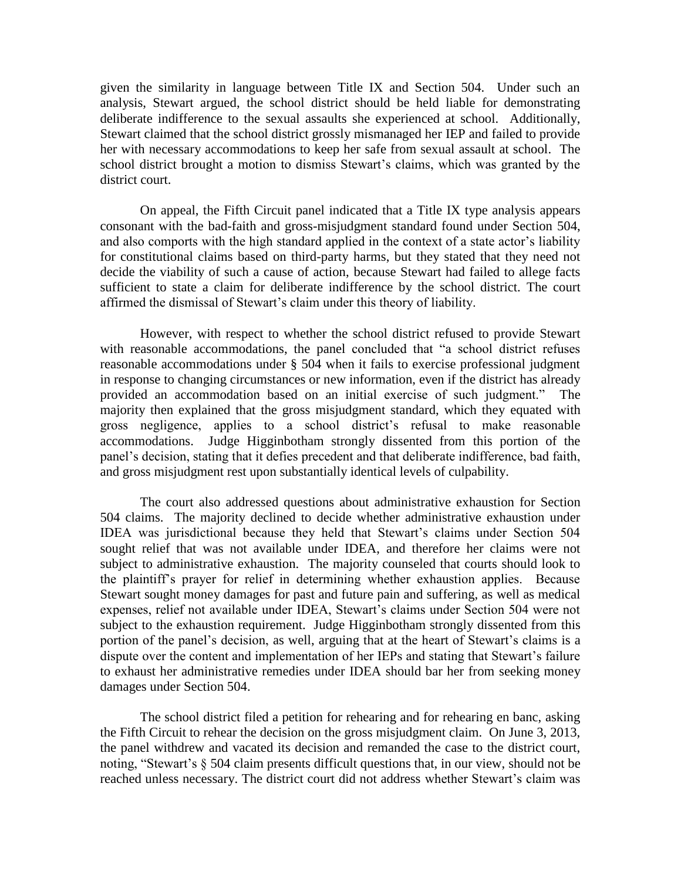given the similarity in language between Title IX and Section 504. Under such an analysis, Stewart argued, the school district should be held liable for demonstrating deliberate indifference to the sexual assaults she experienced at school. Additionally, Stewart claimed that the school district grossly mismanaged her IEP and failed to provide her with necessary accommodations to keep her safe from sexual assault at school. The school district brought a motion to dismiss Stewart's claims, which was granted by the district court.

On appeal, the Fifth Circuit panel indicated that a Title IX type analysis appears consonant with the bad-faith and gross-misjudgment standard found under Section 504, and also comports with the high standard applied in the context of a state actor's liability for constitutional claims based on third-party harms, but they stated that they need not decide the viability of such a cause of action, because Stewart had failed to allege facts sufficient to state a claim for deliberate indifference by the school district. The court affirmed the dismissal of Stewart's claim under this theory of liability.

However, with respect to whether the school district refused to provide Stewart with reasonable accommodations, the panel concluded that "a school district refuses reasonable accommodations under § 504 when it fails to exercise professional judgment in response to changing circumstances or new information, even if the district has already provided an accommodation based on an initial exercise of such judgment." The majority then explained that the gross misjudgment standard, which they equated with gross negligence, applies to a school district's refusal to make reasonable accommodations. Judge Higginbotham strongly dissented from this portion of the panel's decision, stating that it defies precedent and that deliberate indifference, bad faith, and gross misjudgment rest upon substantially identical levels of culpability.

The court also addressed questions about administrative exhaustion for Section 504 claims. The majority declined to decide whether administrative exhaustion under IDEA was jurisdictional because they held that Stewart's claims under Section 504 sought relief that was not available under IDEA, and therefore her claims were not subject to administrative exhaustion. The majority counseled that courts should look to the plaintiff's prayer for relief in determining whether exhaustion applies. Because Stewart sought money damages for past and future pain and suffering, as well as medical expenses, relief not available under IDEA, Stewart's claims under Section 504 were not subject to the exhaustion requirement. Judge Higginbotham strongly dissented from this portion of the panel's decision, as well, arguing that at the heart of Stewart's claims is a dispute over the content and implementation of her IEPs and stating that Stewart's failure to exhaust her administrative remedies under IDEA should bar her from seeking money damages under Section 504.

The school district filed a petition for rehearing and for rehearing en banc, asking the Fifth Circuit to rehear the decision on the gross misjudgment claim. On June 3, 2013, the panel withdrew and vacated its decision and remanded the case to the district court, noting, "Stewart's § 504 claim presents difficult questions that, in our view, should not be reached unless necessary. The district court did not address whether Stewart's claim was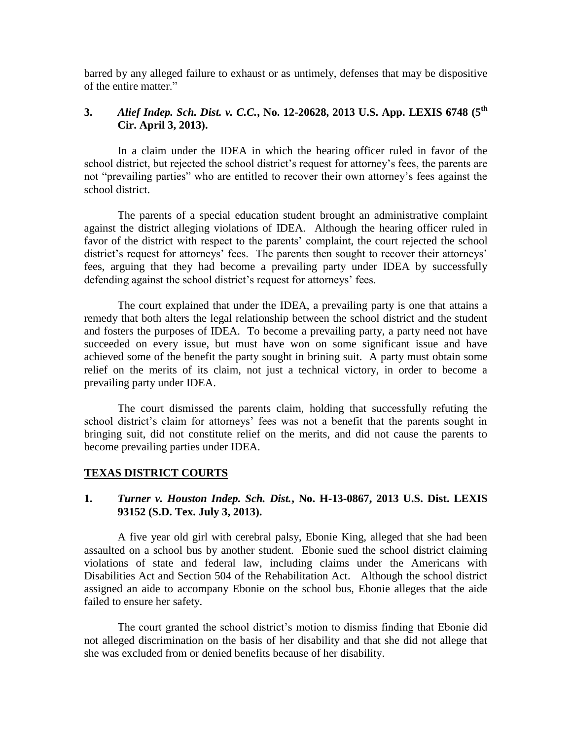barred by any alleged failure to exhaust or as untimely, defenses that may be dispositive of the entire matter."

### 3. *Alief Indep. Sch. Dist. v. C.C.*, No. 12-20628, 2013 U.S. App. LEXIS 6748 (5th Cir. April 3, 2013).

In a claim under the IDEA in which the hearing officer ruled in favor of the school district, but rejected the school district's request for attorney's fees, the parents are not "prevailing parties" who are entitled to recover their own attorney's fees against the school district.

The parents of a special education student brought an administrative complaint against the district alleging violations of IDEA. Although the hearing officer ruled in favor of the district with respect to the parents' complaint, the court rejected the school district's request for attorneys' fees. The parents then sought to recover their attorneys' fees, arguing that they had become a prevailing party under IDEA by successfully defending against the school district's request for attorneys' fees.

The court explained that under the IDEA, a prevailing party is one that attains a remedy that both alters the legal relationship between the school district and the student and fosters the purposes of IDEA. To become a prevailing party, a party need not have succeeded on every issue, but must have won on some significant issue and have achieved some of the benefit the party sought in brining suit. A party must obtain some relief on the merits of its claim, not just a technical victory, in order to become a prevailing party under IDEA.

The court dismissed the parents claim, holding that successfully refuting the school district's claim for attorneys' fees was not a benefit that the parents sought in bringing suit, did not constitute relief on the merits, and did not cause the parents to become prevailing parties under IDEA.

## TEXAS DISTRICT COURTS

### 1. *Turner v. Houston Indep. Sch. Dist.*, No. H-13-0867, 2013 U.S. Dist. LEXIS 93152 (S.D. Tex. July 3, 2013).

A five year old girl with cerebral palsy, Ebonie King, alleged that she had been assaulted on a school bus by another student. Ebonie sued the school district claiming violations of state and federal law, including claims under the Americans with Disabilities Act and Section 504 of the Rehabilitation Act. Although the school district assigned an aide to accompany Ebonie on the school bus, Ebonie alleges that the aide failed to ensure her safety.

The court granted the school district's motion to dismiss finding that Ebonie did not alleged discrimination on the basis of her disability and that she did not allege that she was excluded from or denied benefits because of her disability.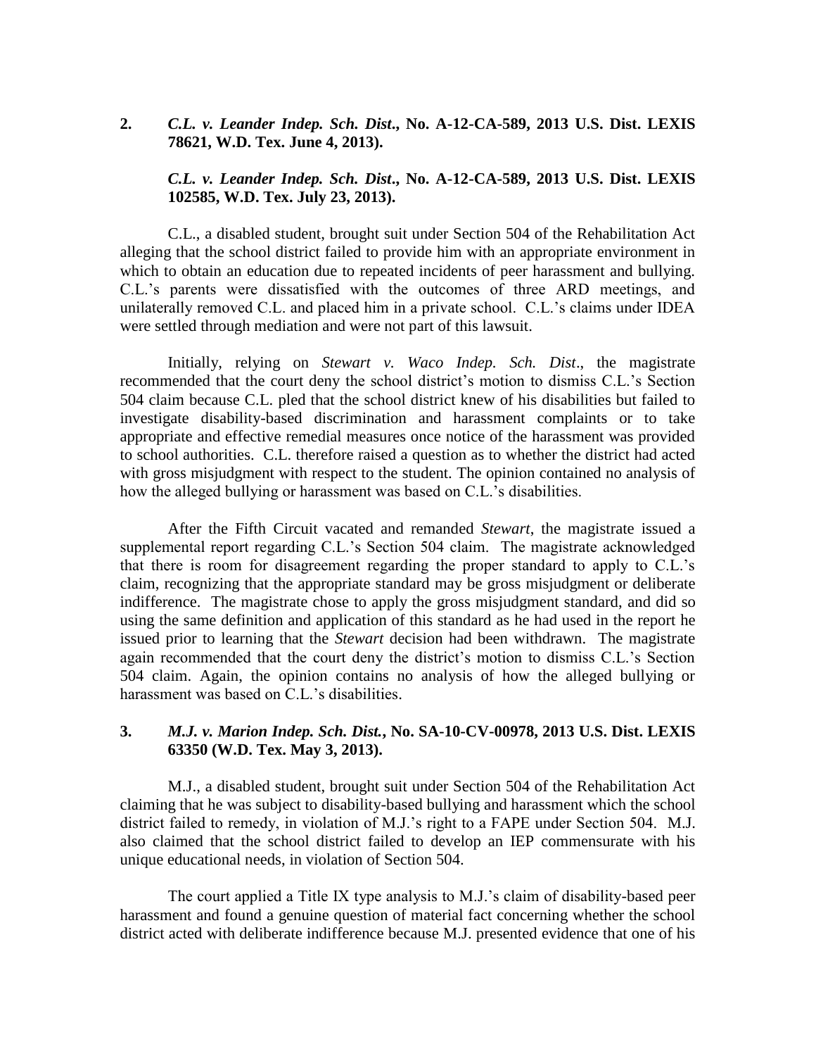**2. *C.L. v. Leander Indep. Sch. Dist*., No. A-12-CA-589, 2013 U.S. Dist. LEXIS 78621, W.D. Tex. June 4, 2013).**

***C.L. v. Leander Indep. Sch. Dist*., No. A-12-CA-589, 2013 U.S. Dist. LEXIS 102585, W.D. Tex. July 23, 2013).**

C.L., a disabled student, brought suit under Section 504 of the Rehabilitation Act alleging that the school district failed to provide him with an appropriate environment in which to obtain an education due to repeated incidents of peer harassment and bullying. C.L.'s parents were dissatisfied with the outcomes of three ARD meetings, and unilaterally removed C.L. and placed him in a private school. C.L.'s claims under IDEA were settled through mediation and were not part of this lawsuit.

Initially, relying on *Stewart v. Waco Indep. Sch. Dist*., the magistrate recommended that the court deny the school district's motion to dismiss C.L.'s Section 504 claim because C.L. pled that the school district knew of his disabilities but failed to investigate disability-based discrimination and harassment complaints or to take appropriate and effective remedial measures once notice of the harassment was provided to school authorities. C.L. therefore raised a question as to whether the district had acted with gross misjudgment with respect to the student. The opinion contained no analysis of how the alleged bullying or harassment was based on C.L.'s disabilities.

After the Fifth Circuit vacated and remanded *Stewart*, the magistrate issued a supplemental report regarding C.L.'s Section 504 claim. The magistrate acknowledged that there is room for disagreement regarding the proper standard to apply to C.L.'s claim, recognizing that the appropriate standard may be gross misjudgment or deliberate indifference. The magistrate chose to apply the gross misjudgment standard, and did so using the same definition and application of this standard as he had used in the report he issued prior to learning that the *Stewart* decision had been withdrawn. The magistrate again recommended that the court deny the district's motion to dismiss C.L.'s Section 504 claim. Again, the opinion contains no analysis of how the alleged bullying or harassment was based on C.L.'s disabilities.

**3. *M.J. v. Marion Indep. Sch. Dist.*, No. SA-10-CV-00978, 2013 U.S. Dist. LEXIS 63350 (W.D. Tex. May 3, 2013).**

M.J., a disabled student, brought suit under Section 504 of the Rehabilitation Act claiming that he was subject to disability-based bullying and harassment which the school district failed to remedy, in violation of M.J.'s right to a FAPE under Section 504. M.J. also claimed that the school district failed to develop an IEP commensurate with his unique educational needs, in violation of Section 504.

The court applied a Title IX type analysis to M.J.'s claim of disability-based peer harassment and found a genuine question of material fact concerning whether the school district acted with deliberate indifference because M.J. presented evidence that one of his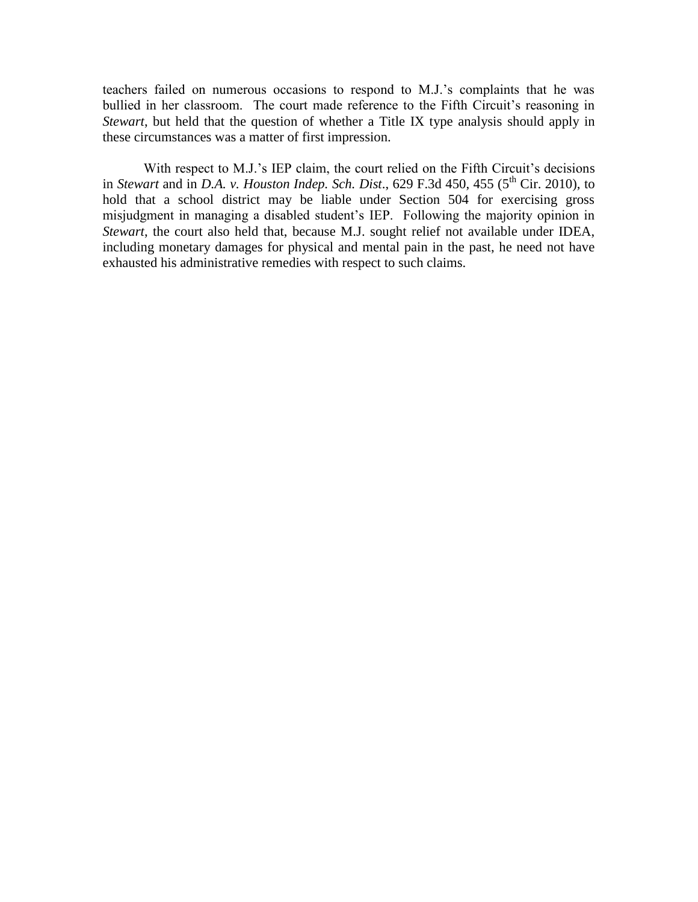teachers failed on numerous occasions to respond to M.J.'s complaints that he was bullied in her classroom. The court made reference to the Fifth Circuit's reasoning in *Stewart*, but held that the question of whether a Title IX type analysis should apply in these circumstances was a matter of first impression.

With respect to M.J.'s IEP claim, the court relied on the Fifth Circuit's decisions in *Stewart* and in *D.A. v. Houston Indep. Sch. Dist*., 629 F.3d 450, 455 (5th Cir. 2010), to hold that a school district may be liable under Section 504 for exercising gross misjudgment in managing a disabled student's IEP. Following the majority opinion in *Stewart*, the court also held that, because M.J. sought relief not available under IDEA, including monetary damages for physical and mental pain in the past, he need not have exhausted his administrative remedies with respect to such claims.